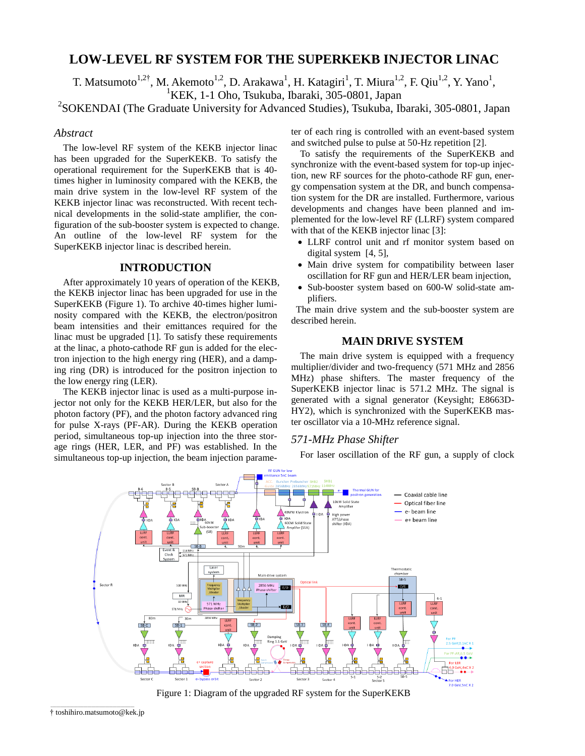# LOW-LEVEL RF SYSTEM FOR THE SUPERKEKB INJECTOR LINAC

T. Matsumoto[1,2†], M. Akemoto[1,2], D. Arakawa[1], H. Katagiri[1], T. Miura[1,2], F. Qiu[1,2], Y. Yano[1],
[1]KEK, 1-1 Oho, Tsukuba, Ibaraki, 305-0801, Japan
[2]SOKENDAI (The Graduate University for Advanced Studies), Tsukuba, Ibaraki, 305-0801, Japan

## *Abstract*

The low-level RF system of the KEKB injector linac has been upgraded for the SuperKEKB. To satisfy the operational requirement for the SuperKEKB that is 40-times higher in luminosity compared with the KEKB, the main drive system in the low-level RF system of the KEKB injector linac was reconstructed. With recent technical developments in the solid-state amplifier, the configuration of the sub-booster system is expected to change. An outline of the low-level RF system for the SuperKEKB injector linac is described herein.

## INTRODUCTION

After approximately 10 years of operation of the KEKB, the KEKB injector linac has been upgraded for use in the SuperKEKB (Figure 1). To archive 40-times higher luminosity compared with the KEKB, the electron/positron beam intensities and their emittances required for the linac must be upgraded [1]. To satisfy these requirements at the linac, a photo-cathode RF gun is added for the electron injection to the high energy ring (HER), and a damping ring (DR) is introduced for the positron injection to the low energy ring (LER).

The KEKB injector linac is used as a multi-purpose injector not only for the KEKB HER/LER, but also for the photon factory (PF), and the photon factory advanced ring for pulse X-rays (PF-AR). During the KEKB operation period, simultaneous top-up injection into the three storage rings (HER, LER, and PF) was established. In the simultaneous top-up injection, the beam injection parameter of each ring is controlled with an event-based system and switched pulse to pulse at 50-Hz repetition [2].

To satisfy the requirements of the SuperKEKB and synchronize with the event-based system for top-up injection, new RF sources for the photo-cathode RF gun, energy compensation system at the DR, and bunch compensation system for the DR are installed. Furthermore, various developments and changes have been planned and implemented for the low-level RF (LLRF) system compared with that of the KEKB injector linac [3]:

- LLRF control unit and rf monitor system based on digital system [4, 5],
- Main drive system for compatibility between laser oscillation for RF gun and HER/LER beam injection,
- Sub-booster system based on 600-W solid-state amplifiers.

The main drive system and the sub-booster system are described herein.

## MAIN DRIVE SYSTEM

The main drive system is equipped with a frequency multiplier/divider and two-frequency (571 MHz and 2856 MHz) phase shifters. The master frequency of the SuperKEKB injector linac is 571.2 MHz. The signal is generated with a signal generator (Keysight; E8663D-HY2), which is synchronized with the SuperKEKB master oscillator via a 10-MHz reference signal.

### *571-MHz Phase Shifter*

For laser oscillation of the RF gun, a supply of clock

RF GUN for low emittance 5nC beam
ACC. Buncher Prebuncher SHB2 SHB1
Guide 2856MHz 2856MHz 571MHz 114MHz
Thermal GUN for positron generation
Coaxial cable line
Optical fiber line
e- beam line
e+ beam line
B-6 B-5 SB-B Sector B Sector A
10kW Solid State Amplifier
40MW Klystron
High power ATT/phase shifter (IΦA)
600W Solid State Amplifier (SSA)
60kW Sub-booster (SB)
LLRF cont. unit
Event & Clock System
114 MHz 571 MHz
90m
Laser system
Main drive system
Frequency Multiplier /divider
2856 MHz Phase shifter
571 MHz Phase shifter
E/O
Optical link
Thermostatic chamber
SB-5
O/E
508 MHz
MR
10 MHz
571 MHz
2856 MHz
Sector R
80m 30m
SB-C SB-1 SB-2 SB-3 SB-4 SB-5
Damping Ring 1.1 GeV
Bunch Compression
Energy Compensation
e+ capture section
e- bypass orbit
Sector C Sector 1 Sector 2 Sector 3 Sector 4 5-1 5-2 Sector 5
6-1
For PF 2.5 GeV,0.1nC X 1
For PF-AR,6.5 GeV
For LER 4.0 GeV,4nC X 2
For HER 7.0 GeV,5nC X 2

Figure 1: Diagram of the upgraded RF system for the SuperKEKB

† toshihiro.matsumoto@kek.jp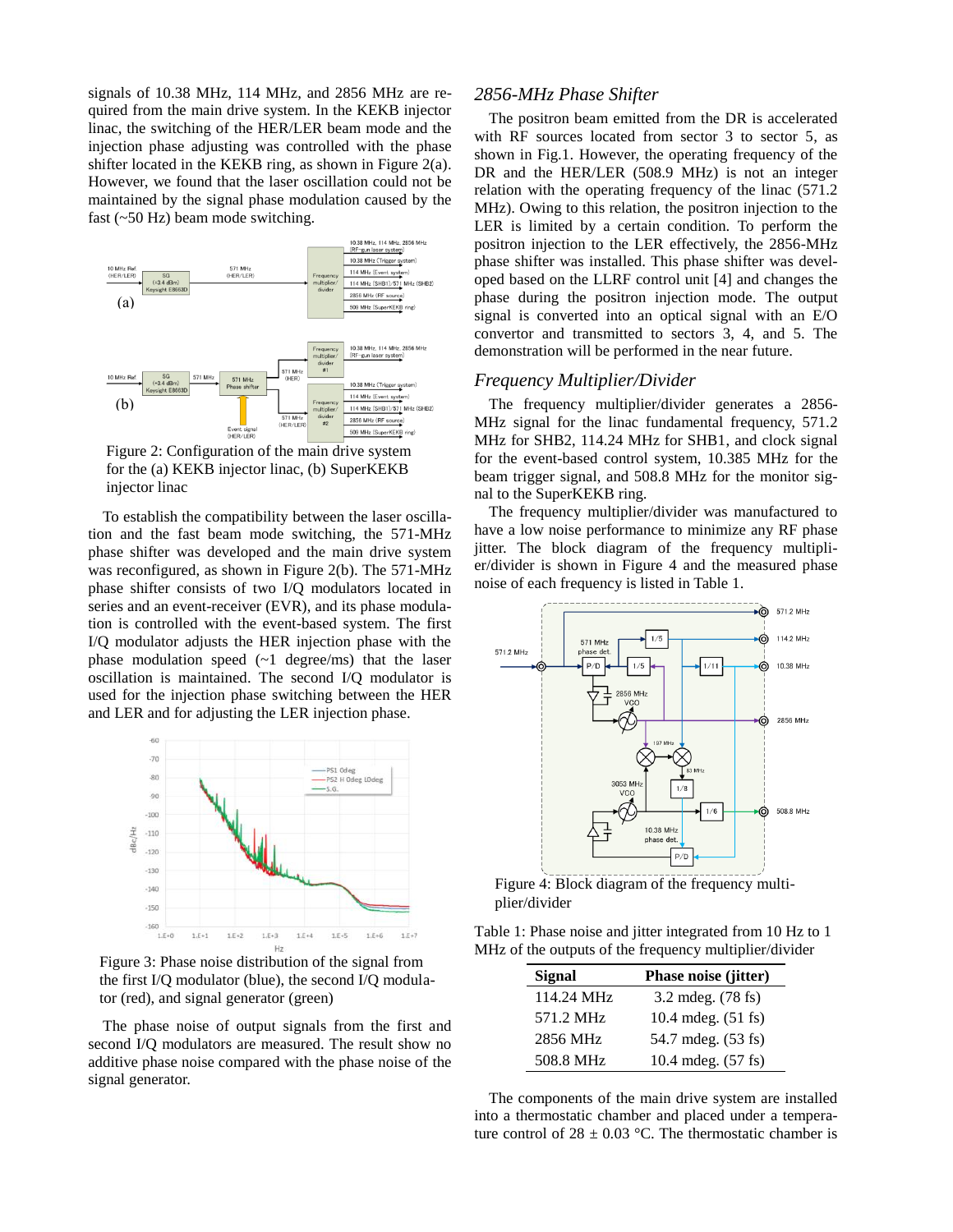signals of 10.38 MHz, 114 MHz, and 2856 MHz are required from the main drive system. In the KEKB injector linac, the switching of the HER/LER beam mode and the injection phase adjusting was controlled with the phase shifter located in the KEKB ring, as shown in Figure 2(a). However, we found that the laser oscillation could not be maintained by the signal phase modulation caused by the fast (~50 Hz) beam mode switching.

Figure 2: Configuration of the main drive system for the (a) KEKB injector linac, (b) SuperKEKB injector linac

To establish the compatibility between the laser oscillation and the fast beam mode switching, the 571-MHz phase shifter was developed and the main drive system was reconfigured, as shown in Figure 2(b). The 571-MHz phase shifter consists of two I/Q modulators located in series and an event-receiver (EVR), and its phase modulation is controlled with the event-based system. The first I/Q modulator adjusts the HER injection phase with the phase modulation speed (~1 degree/ms) that the laser oscillation is maintained. The second I/Q modulator is used for the injection phase switching between the HER and LER and for adjusting the LER injection phase.

Figure 3: Phase noise distribution of the signal from the first I/Q modulator (blue), the second I/Q modulator (red), and signal generator (green)

The phase noise of output signals from the first and second I/Q modulators are measured. The result show no additive phase noise compared with the phase noise of the signal generator.

## *2856-MHz Phase Shifter*

The positron beam emitted from the DR is accelerated with RF sources located from sector 3 to sector 5, as shown in Fig.1. However, the operating frequency of the DR and the HER/LER (508.9 MHz) is not an integer relation with the operating frequency of the linac (571.2 MHz). Owing to this relation, the positron injection to the LER is limited by a certain condition. To perform the positron injection to the LER effectively, the 2856-MHz phase shifter was installed. This phase shifter was developed based on the LLRF control unit [4] and changes the phase during the positron injection mode. The output signal is converted into an optical signal with an E/O convertor and transmitted to sectors 3, 4, and 5. The demonstration will be performed in the near future.

## *Frequency Multiplier/Divider*

The frequency multiplier/divider generates a 2856-MHz signal for the linac fundamental frequency, 571.2 MHz for SHB2, 114.24 MHz for SHB1, and clock signal for the event-based control system, 10.385 MHz for the beam trigger signal, and 508.8 MHz for the monitor signal to the SuperKEKB ring.

The frequency multiplier/divider was manufactured to have a low noise performance to minimize any RF phase jitter. The block diagram of the frequency multiplier/divider is shown in Figure 4 and the measured phase noise of each frequency is listed in Table 1.

Figure 4: Block diagram of the frequency multiplier/divider

Table 1: Phase noise and jitter integrated from 10 Hz to 1 MHz of the outputs of the frequency multiplier/divider

| Signal | Phase noise (jitter) |
|---|---|
| 114.24 MHz | 3.2 mdeg. (78 fs) |
| 571.2 MHz | 10.4 mdeg. (51 fs) |
| 2856 MHz | 54.7 mdeg. (53 fs) |
| 508.8 MHz | 10.4 mdeg. (57 fs) |

The components of the main drive system are installed into a thermostatic chamber and placed under a temperature control of 28 ± 0.03 °C. The thermostatic chamber is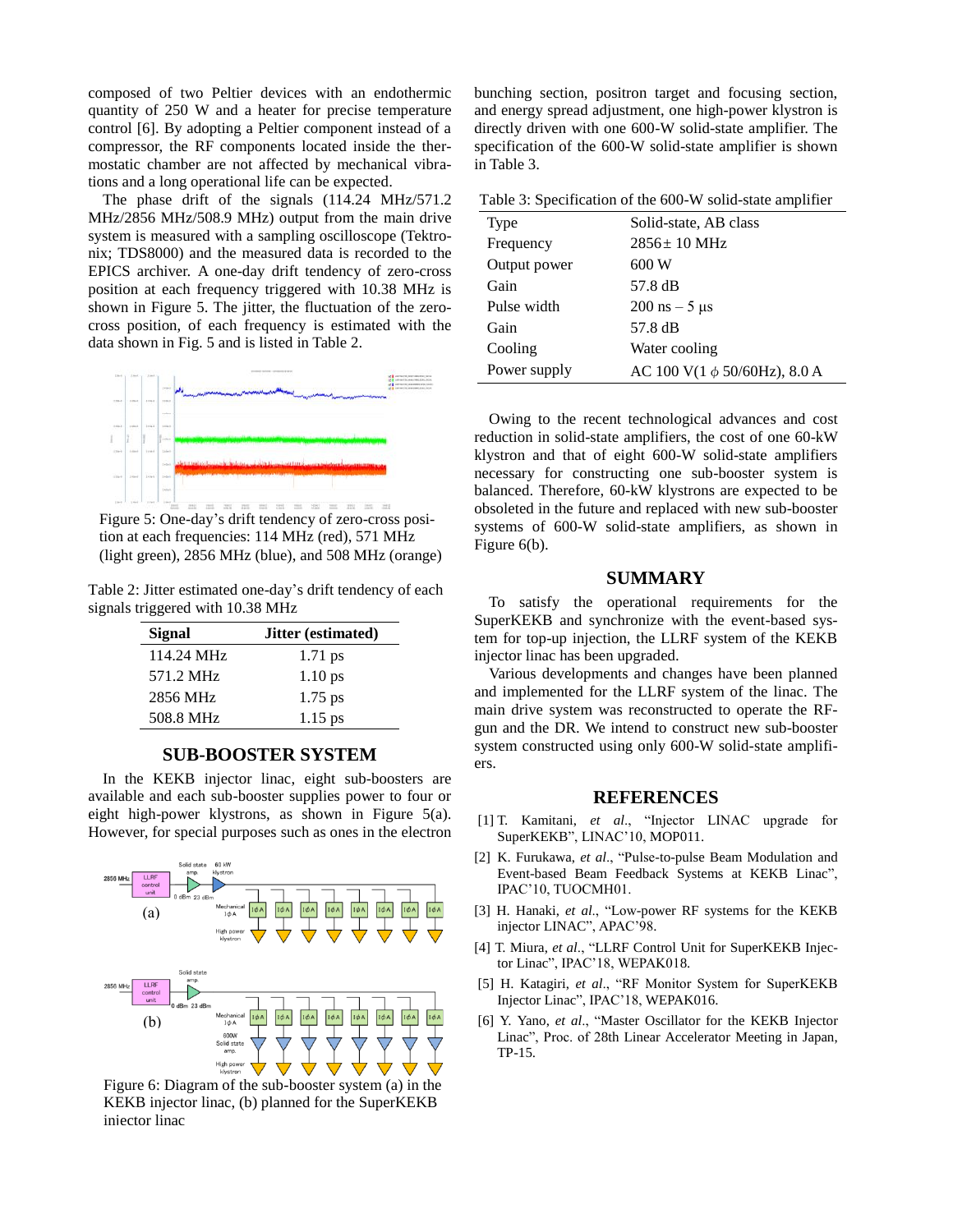composed of two Peltier devices with an endothermic quantity of 250 W and a heater for precise temperature control [6]. By adopting a Peltier component instead of a compressor, the RF components located inside the thermostatic chamber are not affected by mechanical vibrations and a long operational life can be expected.

The phase drift of the signals (114.24 MHz/571.2 MHz/2856 MHz/508.9 MHz) output from the main drive system is measured with a sampling oscilloscope (Tektronix; TDS8000) and the measured data is recorded to the EPICS archiver. A one-day drift tendency of zero-cross position at each frequency triggered with 10.38 MHz is shown in Figure 5. The jitter, the fluctuation of the zero-cross position, of each frequency is estimated with the data shown in Fig. 5 and is listed in Table 2.

Figure 5: One-day's drift tendency of zero-cross position at each frequencies: 114 MHz (red), 571 MHz (light green), 2856 MHz (blue), and 508 MHz (orange)

Table 2: Jitter estimated one-day's drift tendency of each signals triggered with 10.38 MHz

| **Signal** | **Jitter (estimated)** |
|---|---|
| 114.24 MHz | 1.71 ps |
| 571.2 MHz | 1.10 ps |
| 2856 MHz | 1.75 ps |
| 508.8 MHz | 1.15 ps |

## SUB-BOOSTER SYSTEM

In the KEKB injector linac, eight sub-boosters are available and each sub-booster supplies power to four or eight high-power klystrons, as shown in Figure 5(a). However, for special purposes such as ones in the electron

Figure 6: Diagram of the sub-booster system (a) in the KEKB injector linac, (b) planned for the SuperKEKB injector linac

bunching section, positron target and focusing section, and energy spread adjustment, one high-power klystron is directly driven with one 600-W solid-state amplifier. The specification of the 600-W solid-state amplifier is shown in Table 3.

Table 3: Specification of the 600-W solid-state amplifier

| | |
|---|---|
| Type | Solid-state, AB class |
| Frequency | 2856± 10 MHz |
| Output power | 600 W |
| Gain | 57.8 dB |
| Pulse width | 200 ns – 5 μs |
| Gain | 57.8 dB |
| Cooling | Water cooling |
| Power supply | AC 100 V(1 $\phi$ 50/60Hz), 8.0 A |

Owing to the recent technological advances and cost reduction in solid-state amplifiers, the cost of one 60-kW klystron and that of eight 600-W solid-state amplifiers necessary for constructing one sub-booster system is balanced. Therefore, 60-kW klystrons are expected to be obsoleted in the future and replaced with new sub-booster systems of 600-W solid-state amplifiers, as shown in Figure 6(b).

## SUMMARY

To satisfy the operational requirements for the SuperKEKB and synchronize with the event-based system for top-up injection, the LLRF system of the KEKB injector linac has been upgraded.

Various developments and changes have been planned and implemented for the LLRF system of the linac. The main drive system was reconstructed to operate the RF-gun and the DR. We intend to construct new sub-booster system constructed using only 600-W solid-state amplifiers.

## REFERENCES

[1] T. Kamitani, *et al.*, "Injector LINAC upgrade for SuperKEKB", LINAC'10, MOP011.

[2] K. Furukawa, *et al.*, "Pulse-to-pulse Beam Modulation and Event-based Beam Feedback Systems at KEKB Linac", IPAC'10, TUOCMH01.

[3] H. Hanaki, *et al.*, "Low-power RF systems for the KEKB injector LINAC", APAC'98.

[4] T. Miura, *et al.*, "LLRF Control Unit for SuperKEKB Injector Linac", IPAC'18, WEPAK018.

[5] H. Katagiri, *et al.*, "RF Monitor System for SuperKEKB Injector Linac", IPAC'18, WEPAK016.

[6] Y. Yano, *et al.*, "Master Oscillator for the KEKB Injector Linac", Proc. of 28th Linear Accelerator Meeting in Japan, TP-15.